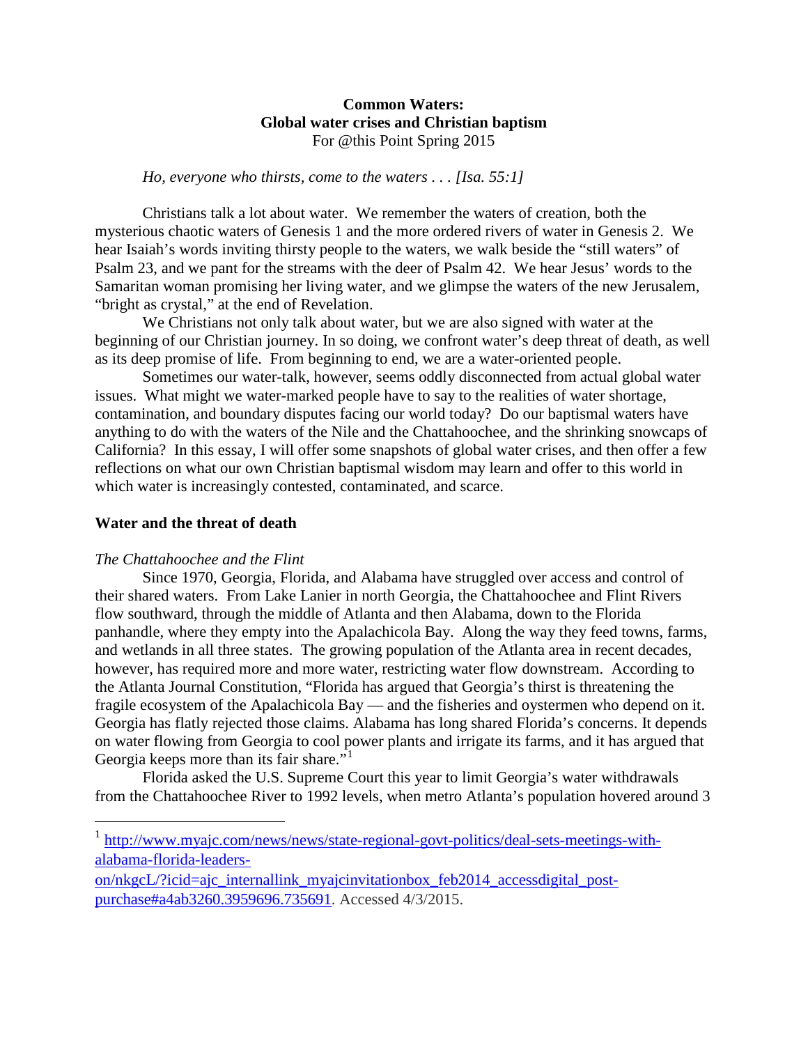**Common Waters:**
**Global water crises and Christian baptism**
For @this Point Spring 2015

*Ho, everyone who thirsts, come to the waters . . . [Isa. 55:1]*

Christians talk a lot about water. We remember the waters of creation, both the mysterious chaotic waters of Genesis 1 and the more ordered rivers of water in Genesis 2. We hear Isaiah's words inviting thirsty people to the waters, we walk beside the "still waters" of Psalm 23, and we pant for the streams with the deer of Psalm 42. We hear Jesus' words to the Samaritan woman promising her living water, and we glimpse the waters of the new Jerusalem, "bright as crystal," at the end of Revelation.

We Christians not only talk about water, but we are also signed with water at the beginning of our Christian journey. In so doing, we confront water's deep threat of death, as well as its deep promise of life. From beginning to end, we are a water-oriented people.

Sometimes our water-talk, however, seems oddly disconnected from actual global water issues. What might we water-marked people have to say to the realities of water shortage, contamination, and boundary disputes facing our world today? Do our baptismal waters have anything to do with the waters of the Nile and the Chattahoochee, and the shrinking snowcaps of California? In this essay, I will offer some snapshots of global water crises, and then offer a few reflections on what our own Christian baptismal wisdom may learn and offer to this world in which water is increasingly contested, contaminated, and scarce.

## Water and the threat of death

### *The Chattahoochee and the Flint*

Since 1970, Georgia, Florida, and Alabama have struggled over access and control of their shared waters. From Lake Lanier in north Georgia, the Chattahoochee and Flint Rivers flow southward, through the middle of Atlanta and then Alabama, down to the Florida panhandle, where they empty into the Apalachicola Bay. Along the way they feed towns, farms, and wetlands in all three states. The growing population of the Atlanta area in recent decades, however, has required more and more water, restricting water flow downstream. According to the Atlanta Journal Constitution, "Florida has argued that Georgia's thirst is threatening the fragile ecosystem of the Apalachicola Bay — and the fisheries and oystermen who depend on it. Georgia has flatly rejected those claims. Alabama has long shared Florida's concerns. It depends on water flowing from Georgia to cool power plants and irrigate its farms, and it has argued that Georgia keeps more than its fair share."[1]

Florida asked the U.S. Supreme Court this year to limit Georgia's water withdrawals from the Chattahoochee River to 1992 levels, when metro Atlanta's population hovered around 3

---

[1] http://www.myajc.com/news/news/state-regional-govt-politics/deal-sets-meetings-with-alabama-florida-leaders-on/nkgcL/?icid=ajc_internallink_myajcinvitationbox_feb2014_accessdigital_post-purchase#a4ab3260.3959696.735691. Accessed 4/3/2015.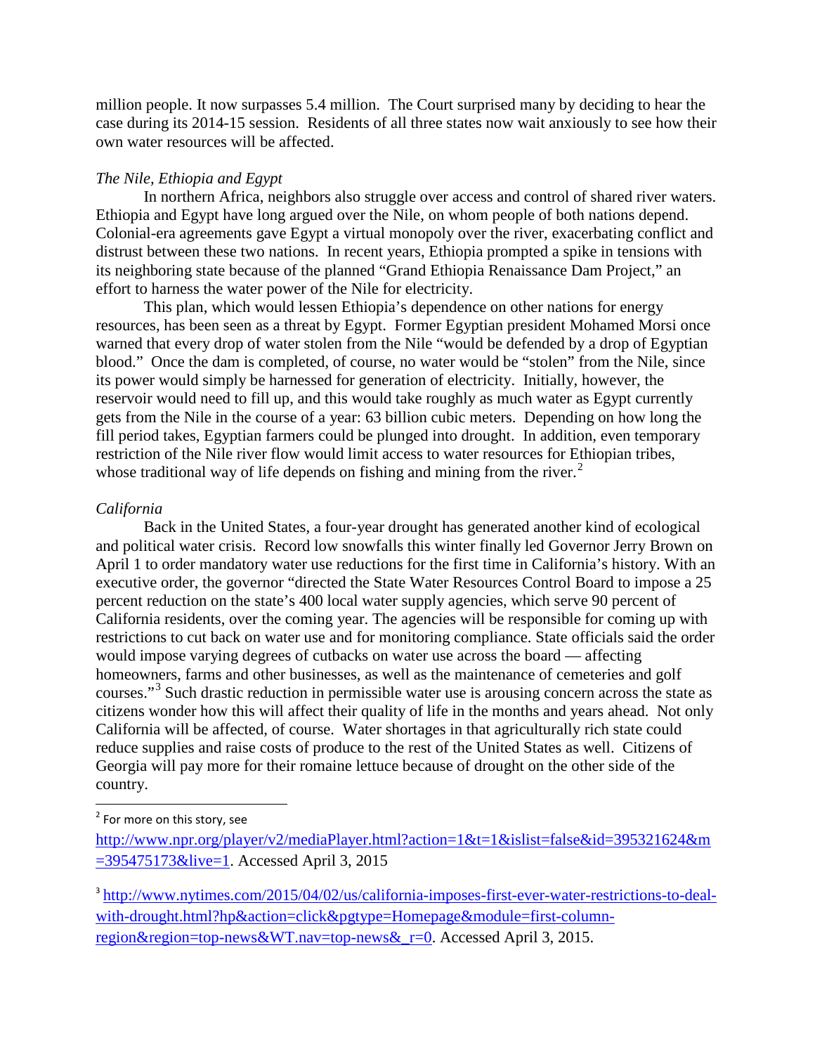million people. It now surpasses 5.4 million. The Court surprised many by deciding to hear the case during its 2014-15 session. Residents of all three states now wait anxiously to see how their own water resources will be affected.

*The Nile, Ethiopia and Egypt*

In northern Africa, neighbors also struggle over access and control of shared river waters. Ethiopia and Egypt have long argued over the Nile, on whom people of both nations depend. Colonial-era agreements gave Egypt a virtual monopoly over the river, exacerbating conflict and distrust between these two nations. In recent years, Ethiopia prompted a spike in tensions with its neighboring state because of the planned "Grand Ethiopia Renaissance Dam Project," an effort to harness the water power of the Nile for electricity.

This plan, which would lessen Ethiopia's dependence on other nations for energy resources, has been seen as a threat by Egypt. Former Egyptian president Mohamed Morsi once warned that every drop of water stolen from the Nile "would be defended by a drop of Egyptian blood." Once the dam is completed, of course, no water would be "stolen" from the Nile, since its power would simply be harnessed for generation of electricity. Initially, however, the reservoir would need to fill up, and this would take roughly as much water as Egypt currently gets from the Nile in the course of a year: 63 billion cubic meters. Depending on how long the fill period takes, Egyptian farmers could be plunged into drought. In addition, even temporary restriction of the Nile river flow would limit access to water resources for Ethiopian tribes, whose traditional way of life depends on fishing and mining from the river.[2]

*California*

Back in the United States, a four-year drought has generated another kind of ecological and political water crisis. Record low snowfalls this winter finally led Governor Jerry Brown on April 1 to order mandatory water use reductions for the first time in California's history. With an executive order, the governor "directed the State Water Resources Control Board to impose a 25 percent reduction on the state's 400 local water supply agencies, which serve 90 percent of California residents, over the coming year. The agencies will be responsible for coming up with restrictions to cut back on water use and for monitoring compliance. State officials said the order would impose varying degrees of cutbacks on water use across the board — affecting homeowners, farms and other businesses, as well as the maintenance of cemeteries and golf courses."[3] Such drastic reduction in permissible water use is arousing concern across the state as citizens wonder how this will affect their quality of life in the months and years ahead. Not only California will be affected, of course. Water shortages in that agriculturally rich state could reduce supplies and raise costs of produce to the rest of the United States as well. Citizens of Georgia will pay more for their romaine lettuce because of drought on the other side of the country.

---

[2] For more on this story, see http://www.npr.org/player/v2/mediaPlayer.html?action=1&t=1&islist=false&id=395321624&m=395475173&live=1. Accessed April 3, 2015

[3] http://www.nytimes.com/2015/04/02/us/california-imposes-first-ever-water-restrictions-to-deal-with-drought.html?hp&action=click&pgtype=Homepage&module=first-column-region&region=top-news&WT.nav=top-news&_r=0. Accessed April 3, 2015.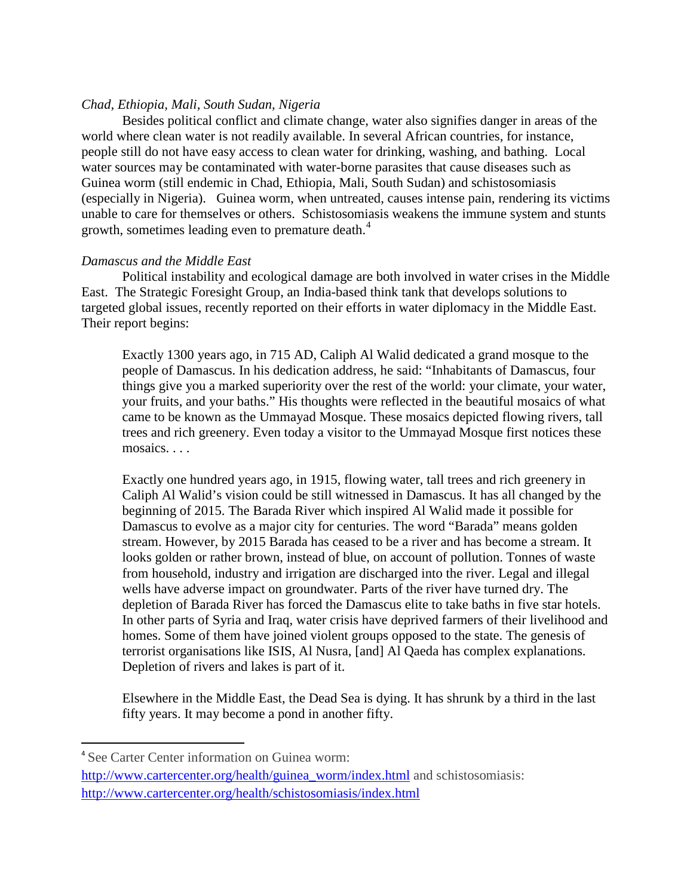*Chad, Ethiopia, Mali, South Sudan, Nigeria*

Besides political conflict and climate change, water also signifies danger in areas of the world where clean water is not readily available. In several African countries, for instance, people still do not have easy access to clean water for drinking, washing, and bathing. Local water sources may be contaminated with water-borne parasites that cause diseases such as Guinea worm (still endemic in Chad, Ethiopia, Mali, South Sudan) and schistosomiasis (especially in Nigeria). Guinea worm, when untreated, causes intense pain, rendering its victims unable to care for themselves or others. Schistosomiasis weakens the immune system and stunts growth, sometimes leading even to premature death.[4]

*Damascus and the Middle East*

Political instability and ecological damage are both involved in water crises in the Middle East. The Strategic Foresight Group, an India-based think tank that develops solutions to targeted global issues, recently reported on their efforts in water diplomacy in the Middle East. Their report begins:

> Exactly 1300 years ago, in 715 AD, Caliph Al Walid dedicated a grand mosque to the people of Damascus. In his dedication address, he said: "Inhabitants of Damascus, four things give you a marked superiority over the rest of the world: your climate, your water, your fruits, and your baths." His thoughts were reflected in the beautiful mosaics of what came to be known as the Ummayad Mosque. These mosaics depicted flowing rivers, tall trees and rich greenery. Even today a visitor to the Ummayad Mosque first notices these mosaics. . . .
>
> Exactly one hundred years ago, in 1915, flowing water, tall trees and rich greenery in Caliph Al Walid's vision could be still witnessed in Damascus. It has all changed by the beginning of 2015. The Barada River which inspired Al Walid made it possible for Damascus to evolve as a major city for centuries. The word "Barada" means golden stream. However, by 2015 Barada has ceased to be a river and has become a stream. It looks golden or rather brown, instead of blue, on account of pollution. Tonnes of waste from household, industry and irrigation are discharged into the river. Legal and illegal wells have adverse impact on groundwater. Parts of the river have turned dry. The depletion of Barada River has forced the Damascus elite to take baths in five star hotels. In other parts of Syria and Iraq, water crisis have deprived farmers of their livelihood and homes. Some of them have joined violent groups opposed to the state. The genesis of terrorist organisations like ISIS, Al Nusra, [and] Al Qaeda has complex explanations. Depletion of rivers and lakes is part of it.
>
> Elsewhere in the Middle East, the Dead Sea is dying. It has shrunk by a third in the last fifty years. It may become a pond in another fifty.

---

[4] See Carter Center information on Guinea worm: http://www.cartercenter.org/health/guinea_worm/index.html and schistosomiasis: http://www.cartercenter.org/health/schistosomiasis/index.html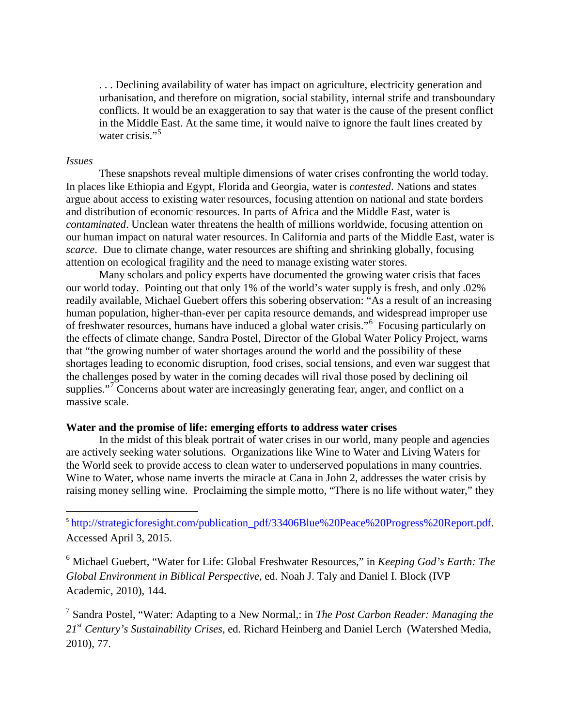> . . . Declining availability of water has impact on agriculture, electricity generation and urbanisation, and therefore on migration, social stability, internal strife and transboundary conflicts. It would be an exaggeration to say that water is the cause of the present conflict in the Middle East. At the same time, it would naïve to ignore the fault lines created by water crisis."[5]

*Issues*

These snapshots reveal multiple dimensions of water crises confronting the world today. In places like Ethiopia and Egypt, Florida and Georgia, water is *contested*. Nations and states argue about access to existing water resources, focusing attention on national and state borders and distribution of economic resources. In parts of Africa and the Middle East, water is *contaminated*. Unclean water threatens the health of millions worldwide, focusing attention on our human impact on natural water resources. In California and parts of the Middle East, water is *scarce*. Due to climate change, water resources are shifting and shrinking globally, focusing attention on ecological fragility and the need to manage existing water stores.

Many scholars and policy experts have documented the growing water crisis that faces our world today. Pointing out that only 1% of the world's water supply is fresh, and only .02% readily available, Michael Guebert offers this sobering observation: "As a result of an increasing human population, higher-than-ever per capita resource demands, and widespread improper use of freshwater resources, humans have induced a global water crisis."[6] Focusing particularly on the effects of climate change, Sandra Postel, Director of the Global Water Policy Project, warns that "the growing number of water shortages around the world and the possibility of these shortages leading to economic disruption, food crises, social tensions, and even war suggest that the challenges posed by water in the coming decades will rival those posed by declining oil supplies."[7] Concerns about water are increasingly generating fear, anger, and conflict on a massive scale.

**Water and the promise of life: emerging efforts to address water crises**

In the midst of this bleak portrait of water crises in our world, many people and agencies are actively seeking water solutions. Organizations like Wine to Water and Living Waters for the World seek to provide access to clean water to underserved populations in many countries. Wine to Water, whose name inverts the miracle at Cana in John 2, addresses the water crisis by raising money selling wine. Proclaiming the simple motto, "There is no life without water," they

---

[5] http://strategicforesight.com/publication_pdf/33406Blue%20Peace%20Progress%20Report.pdf. Accessed April 3, 2015.

[6] Michael Guebert, "Water for Life: Global Freshwater Resources," in *Keeping God's Earth: The Global Environment in Biblical Perspective*, ed. Noah J. Taly and Daniel I. Block (IVP Academic, 2010), 144.

[7] Sandra Postel, "Water: Adapting to a New Normal,: in *The Post Carbon Reader: Managing the 21st Century's Sustainability Crises*, ed. Richard Heinberg and Daniel Lerch (Watershed Media, 2010), 77.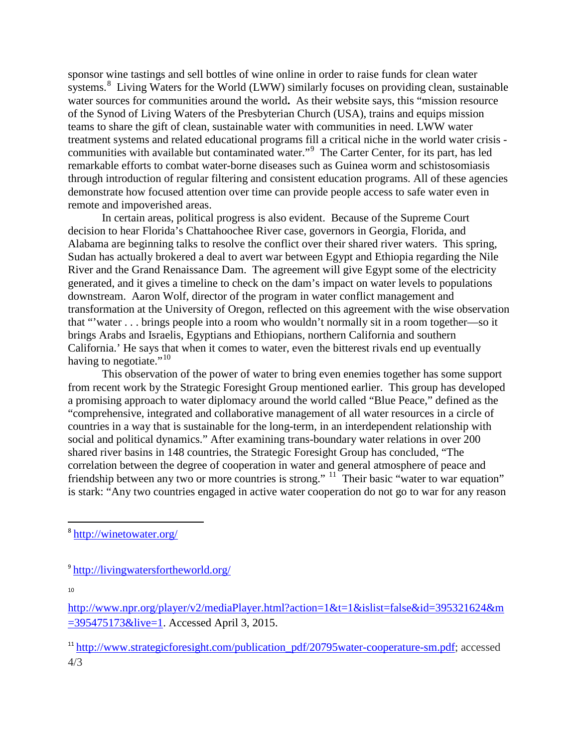sponsor wine tastings and sell bottles of wine online in order to raise funds for clean water systems.[8] Living Waters for the World (LWW) similarly focuses on providing clean, sustainable water sources for communities around the world**.** As their website says, this "mission resource of the Synod of Living Waters of the Presbyterian Church (USA), trains and equips mission teams to share the gift of clean, sustainable water with communities in need. LWW water treatment systems and related educational programs fill a critical niche in the world water crisis - communities with available but contaminated water."[9] The Carter Center, for its part, has led remarkable efforts to combat water-borne diseases such as Guinea worm and schistosomiasis through introduction of regular filtering and consistent education programs. All of these agencies demonstrate how focused attention over time can provide people access to safe water even in remote and impoverished areas.

In certain areas, political progress is also evident. Because of the Supreme Court decision to hear Florida's Chattahoochee River case, governors in Georgia, Florida, and Alabama are beginning talks to resolve the conflict over their shared river waters. This spring, Sudan has actually brokered a deal to avert war between Egypt and Ethiopia regarding the Nile River and the Grand Renaissance Dam. The agreement will give Egypt some of the electricity generated, and it gives a timeline to check on the dam's impact on water levels to populations downstream. Aaron Wolf, director of the program in water conflict management and transformation at the University of Oregon, reflected on this agreement with the wise observation that "'water . . . brings people into a room who wouldn't normally sit in a room together—so it brings Arabs and Israelis, Egyptians and Ethiopians, northern California and southern California.' He says that when it comes to water, even the bitterest rivals end up eventually having to negotiate."[10]

This observation of the power of water to bring even enemies together has some support from recent work by the Strategic Foresight Group mentioned earlier. This group has developed a promising approach to water diplomacy around the world called "Blue Peace," defined as the "comprehensive, integrated and collaborative management of all water resources in a circle of countries in a way that is sustainable for the long-term, in an interdependent relationship with social and political dynamics." After examining trans-boundary water relations in over 200 shared river basins in 148 countries, the Strategic Foresight Group has concluded, "The correlation between the degree of cooperation in water and general atmosphere of peace and friendship between any two or more countries is strong." [11] Their basic "water to war equation" is stark: "Any two countries engaged in active water cooperation do not go to war for any reason

---

[8] http://winetowater.org/

[9] http://livingwatersfortheworld.org/

[10] http://www.npr.org/player/v2/mediaPlayer.html?action=1&t=1&islist=false&id=395321624&m=395475173&live=1. Accessed April 3, 2015.

[11] http://www.strategicforesight.com/publication_pdf/20795water-cooperature-sm.pdf; accessed 4/3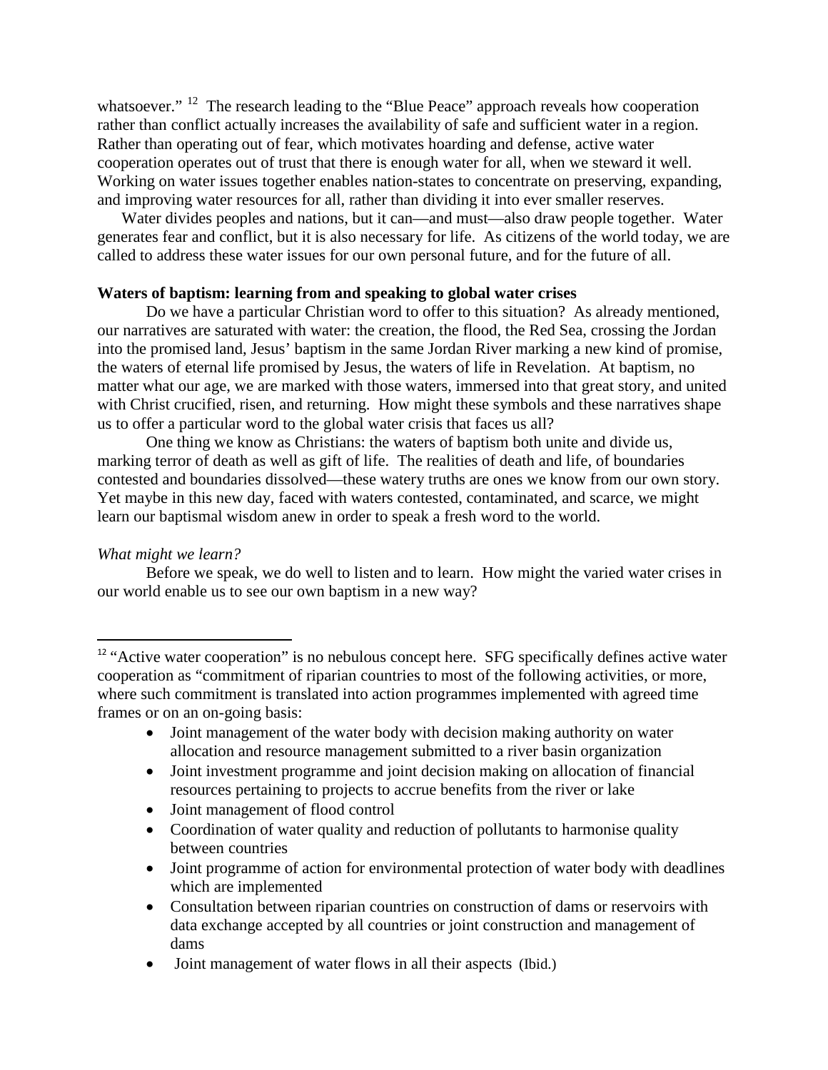whatsoever."[12] The research leading to the "Blue Peace" approach reveals how cooperation rather than conflict actually increases the availability of safe and sufficient water in a region. Rather than operating out of fear, which motivates hoarding and defense, active water cooperation operates out of trust that there is enough water for all, when we steward it well. Working on water issues together enables nation-states to concentrate on preserving, expanding, and improving water resources for all, rather than dividing it into ever smaller reserves.

Water divides peoples and nations, but it can—and must—also draw people together. Water generates fear and conflict, but it is also necessary for life. As citizens of the world today, we are called to address these water issues for our own personal future, and for the future of all.

**Waters of baptism: learning from and speaking to global water crises**

Do we have a particular Christian word to offer to this situation? As already mentioned, our narratives are saturated with water: the creation, the flood, the Red Sea, crossing the Jordan into the promised land, Jesus' baptism in the same Jordan River marking a new kind of promise, the waters of eternal life promised by Jesus, the waters of life in Revelation. At baptism, no matter what our age, we are marked with those waters, immersed into that great story, and united with Christ crucified, risen, and returning. How might these symbols and these narratives shape us to offer a particular word to the global water crisis that faces us all?

One thing we know as Christians: the waters of baptism both unite and divide us, marking terror of death as well as gift of life. The realities of death and life, of boundaries contested and boundaries dissolved—these watery truths are ones we know from our own story. Yet maybe in this new day, faced with waters contested, contaminated, and scarce, we might learn our baptismal wisdom anew in order to speak a fresh word to the world.

*What might we learn?*

Before we speak, we do well to listen and to learn. How might the varied water crises in our world enable us to see our own baptism in a new way?

---

[12] "Active water cooperation" is no nebulous concept here. SFG specifically defines active water cooperation as "commitment of riparian countries to most of the following activities, or more, where such commitment is translated into action programmes implemented with agreed time frames or on an on-going basis:

- Joint management of the water body with decision making authority on water allocation and resource management submitted to a river basin organization
- Joint investment programme and joint decision making on allocation of financial resources pertaining to projects to accrue benefits from the river or lake
- Joint management of flood control
- Coordination of water quality and reduction of pollutants to harmonise quality between countries
- Joint programme of action for environmental protection of water body with deadlines which are implemented
- Consultation between riparian countries on construction of dams or reservoirs with data exchange accepted by all countries or joint construction and management of dams
- Joint management of water flows in all their aspects (Ibid.)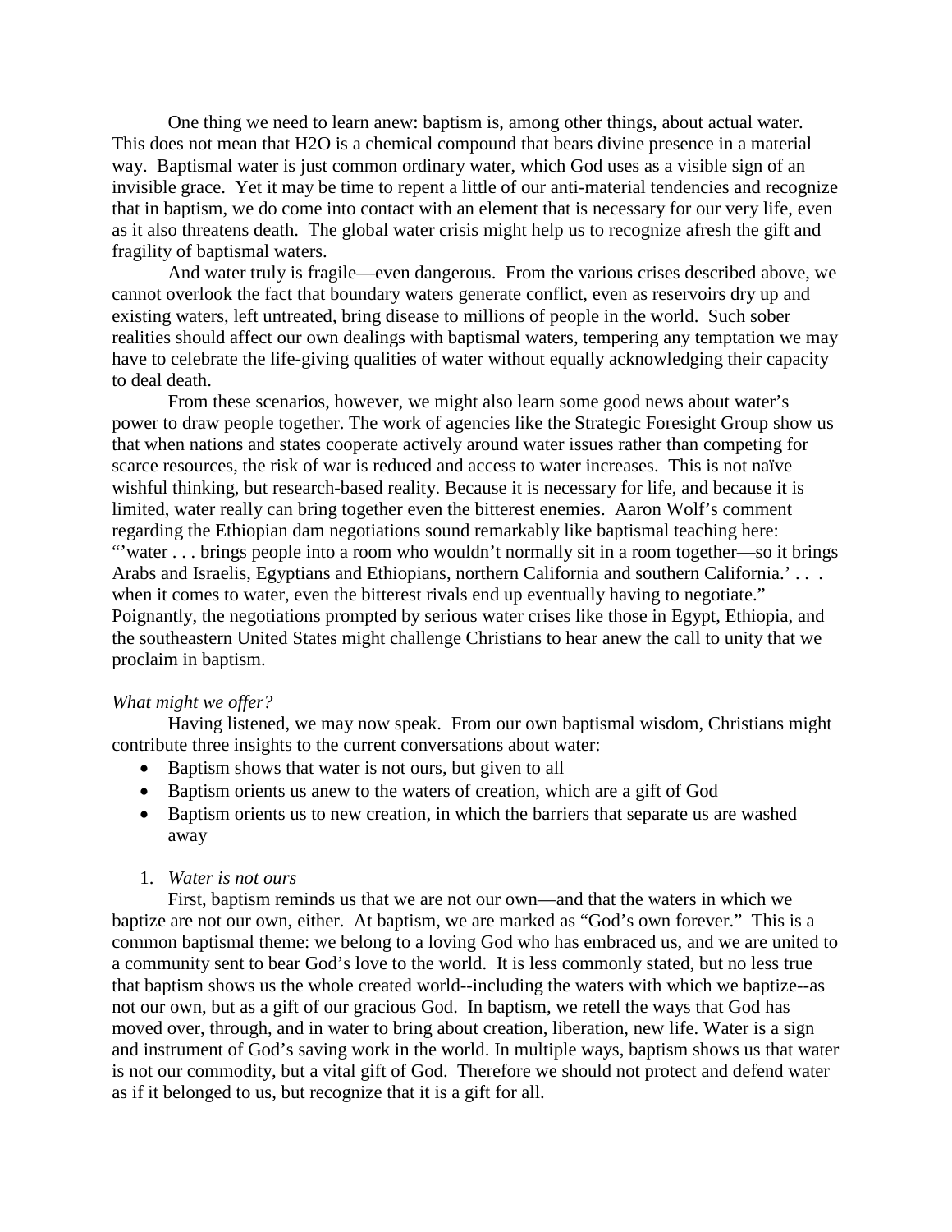One thing we need to learn anew: baptism is, among other things, about actual water. This does not mean that H2O is a chemical compound that bears divine presence in a material way. Baptismal water is just common ordinary water, which God uses as a visible sign of an invisible grace. Yet it may be time to repent a little of our anti-material tendencies and recognize that in baptism, we do come into contact with an element that is necessary for our very life, even as it also threatens death. The global water crisis might help us to recognize afresh the gift and fragility of baptismal waters.

And water truly is fragile—even dangerous. From the various crises described above, we cannot overlook the fact that boundary waters generate conflict, even as reservoirs dry up and existing waters, left untreated, bring disease to millions of people in the world. Such sober realities should affect our own dealings with baptismal waters, tempering any temptation we may have to celebrate the life-giving qualities of water without equally acknowledging their capacity to deal death.

From these scenarios, however, we might also learn some good news about water's power to draw people together. The work of agencies like the Strategic Foresight Group show us that when nations and states cooperate actively around water issues rather than competing for scarce resources, the risk of war is reduced and access to water increases. This is not naïve wishful thinking, but research-based reality. Because it is necessary for life, and because it is limited, water really can bring together even the bitterest enemies. Aaron Wolf's comment regarding the Ethiopian dam negotiations sound remarkably like baptismal teaching here: "'water . . . brings people into a room who wouldn't normally sit in a room together—so it brings Arabs and Israelis, Egyptians and Ethiopians, northern California and southern California.' . . . when it comes to water, even the bitterest rivals end up eventually having to negotiate." Poignantly, the negotiations prompted by serious water crises like those in Egypt, Ethiopia, and the southeastern United States might challenge Christians to hear anew the call to unity that we proclaim in baptism.

*What might we offer?*

Having listened, we may now speak. From our own baptismal wisdom, Christians might contribute three insights to the current conversations about water:

- Baptism shows that water is not ours, but given to all
- Baptism orients us anew to the waters of creation, which are a gift of God
- Baptism orients us to new creation, in which the barriers that separate us are washed away

1. *Water is not ours*

First, baptism reminds us that we are not our own—and that the waters in which we baptize are not our own, either. At baptism, we are marked as "God's own forever." This is a common baptismal theme: we belong to a loving God who has embraced us, and we are united to a community sent to bear God's love to the world. It is less commonly stated, but no less true that baptism shows us the whole created world--including the waters with which we baptize--as not our own, but as a gift of our gracious God. In baptism, we retell the ways that God has moved over, through, and in water to bring about creation, liberation, new life. Water is a sign and instrument of God's saving work in the world. In multiple ways, baptism shows us that water is not our commodity, but a vital gift of God. Therefore we should not protect and defend water as if it belonged to us, but recognize that it is a gift for all.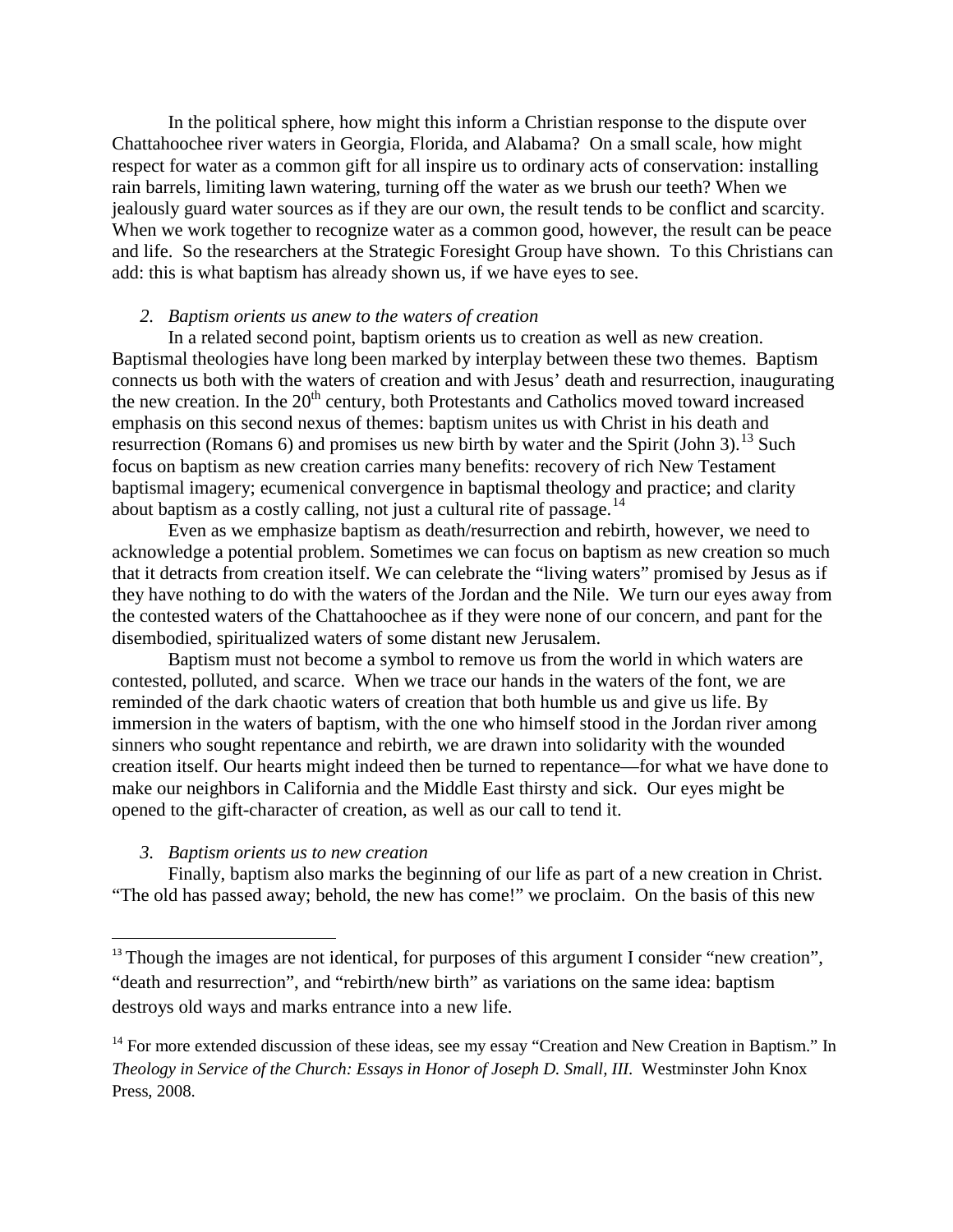In the political sphere, how might this inform a Christian response to the dispute over Chattahoochee river waters in Georgia, Florida, and Alabama? On a small scale, how might respect for water as a common gift for all inspire us to ordinary acts of conservation: installing rain barrels, limiting lawn watering, turning off the water as we brush our teeth? When we jealously guard water sources as if they are our own, the result tends to be conflict and scarcity. When we work together to recognize water as a common good, however, the result can be peace and life. So the researchers at the Strategic Foresight Group have shown. To this Christians can add: this is what baptism has already shown us, if we have eyes to see.

### *2. Baptism orients us anew to the waters of creation*

In a related second point, baptism orients us to creation as well as new creation. Baptismal theologies have long been marked by interplay between these two themes. Baptism connects us both with the waters of creation and with Jesus' death and resurrection, inaugurating the new creation. In the 20th century, both Protestants and Catholics moved toward increased emphasis on this second nexus of themes: baptism unites us with Christ in his death and resurrection (Romans 6) and promises us new birth by water and the Spirit (John 3).[13] Such focus on baptism as new creation carries many benefits: recovery of rich New Testament baptismal imagery; ecumenical convergence in baptismal theology and practice; and clarity about baptism as a costly calling, not just a cultural rite of passage.[14]

Even as we emphasize baptism as death/resurrection and rebirth, however, we need to acknowledge a potential problem. Sometimes we can focus on baptism as new creation so much that it detracts from creation itself. We can celebrate the "living waters" promised by Jesus as if they have nothing to do with the waters of the Jordan and the Nile. We turn our eyes away from the contested waters of the Chattahoochee as if they were none of our concern, and pant for the disembodied, spiritualized waters of some distant new Jerusalem.

Baptism must not become a symbol to remove us from the world in which waters are contested, polluted, and scarce. When we trace our hands in the waters of the font, we are reminded of the dark chaotic waters of creation that both humble us and give us life. By immersion in the waters of baptism, with the one who himself stood in the Jordan river among sinners who sought repentance and rebirth, we are drawn into solidarity with the wounded creation itself. Our hearts might indeed then be turned to repentance—for what we have done to make our neighbors in California and the Middle East thirsty and sick. Our eyes might be opened to the gift-character of creation, as well as our call to tend it.

### *3. Baptism orients us to new creation*

Finally, baptism also marks the beginning of our life as part of a new creation in Christ. "The old has passed away; behold, the new has come!" we proclaim. On the basis of this new

---

[13] Though the images are not identical, for purposes of this argument I consider "new creation", "death and resurrection", and "rebirth/new birth" as variations on the same idea: baptism destroys old ways and marks entrance into a new life.

[14] For more extended discussion of these ideas, see my essay "Creation and New Creation in Baptism." In *Theology in Service of the Church: Essays in Honor of Joseph D. Small, III*. Westminster John Knox Press, 2008.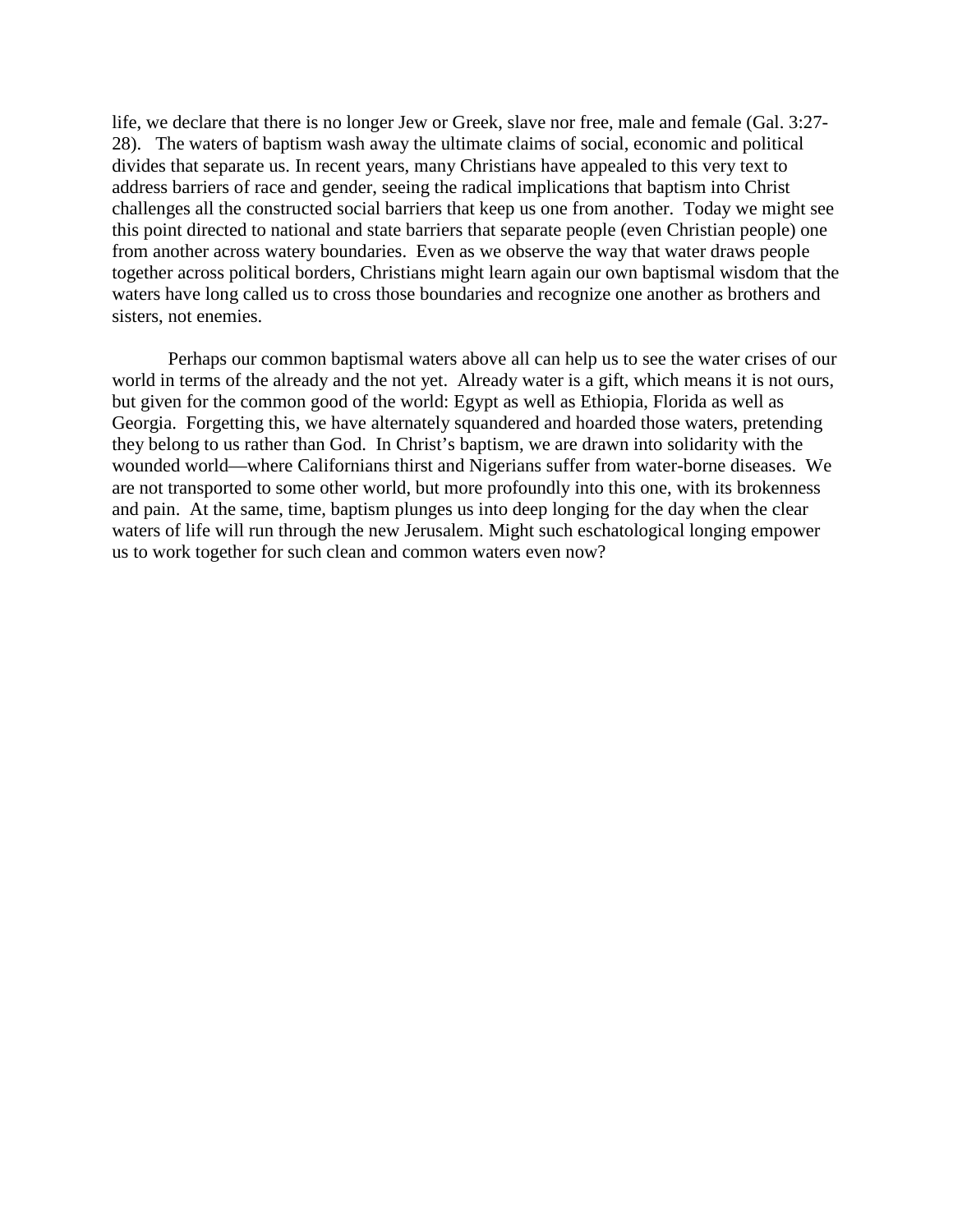life, we declare that there is no longer Jew or Greek, slave nor free, male and female (Gal. 3:27-28). The waters of baptism wash away the ultimate claims of social, economic and political divides that separate us. In recent years, many Christians have appealed to this very text to address barriers of race and gender, seeing the radical implications that baptism into Christ challenges all the constructed social barriers that keep us one from another. Today we might see this point directed to national and state barriers that separate people (even Christian people) one from another across watery boundaries. Even as we observe the way that water draws people together across political borders, Christians might learn again our own baptismal wisdom that the waters have long called us to cross those boundaries and recognize one another as brothers and sisters, not enemies.

Perhaps our common baptismal waters above all can help us to see the water crises of our world in terms of the already and the not yet. Already water is a gift, which means it is not ours, but given for the common good of the world: Egypt as well as Ethiopia, Florida as well as Georgia. Forgetting this, we have alternately squandered and hoarded those waters, pretending they belong to us rather than God. In Christ's baptism, we are drawn into solidarity with the wounded world—where Californians thirst and Nigerians suffer from water-borne diseases. We are not transported to some other world, but more profoundly into this one, with its brokenness and pain. At the same, time, baptism plunges us into deep longing for the day when the clear waters of life will run through the new Jerusalem. Might such eschatological longing empower us to work together for such clean and common waters even now?